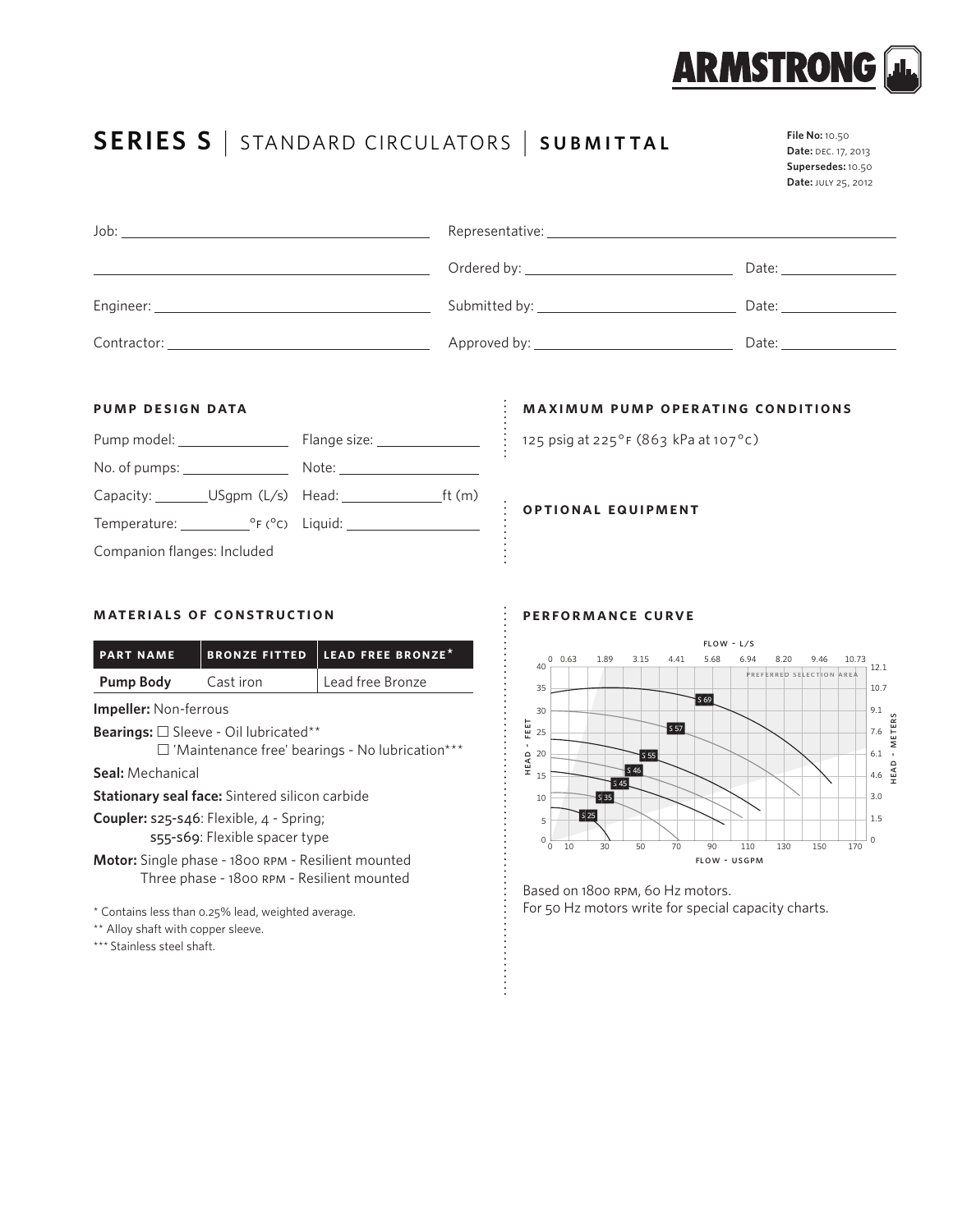# SERIES S | STANDARD CIRCULATORS | SUBMITTAL

**File No:** 10.50
**Date:** DEC. 17, 2013
**Supersedes:** 10.50
**Date:** JULY 25, 2012

Job: ______________________

______________________

Engineer: ______________________

Contractor: ______________________

Representative: ______________________

Ordered by: ______________________ Date: ____________

Submitted by: ______________________ Date: ____________

Approved by: ______________________ Date: ____________

## PUMP DESIGN DATA

Pump model: ____________ Flange size: ____________

No. of pumps: ____________ Note: ____________

Capacity: ________USgpm (L/s) Head: ____________ft (m)

Temperature: ________°F (°C) Liquid: ____________

Companion flanges: Included

## MAXIMUM PUMP OPERATING CONDITIONS

125 psig at 225°F (863 kPa at 107°C)

## OPTIONAL EQUIPMENT

## MATERIALS OF CONSTRUCTION

| PART NAME | BRONZE FITTED | LEAD FREE BRONZE* |
|---|---|---|
| **Pump Body** | Cast iron | Lead free Bronze |

**Impeller:** Non-ferrous

**Bearings:** ☐ Sleeve - Oil lubricated**
☐ 'Maintenance free' bearings - No lubrication***

**Seal:** Mechanical

**Stationary seal face:** Sintered silicon carbide

**Coupler:** S25-S46: Flexible, 4 - Spring;
S55-S69: Flexible spacer type

**Motor:** Single phase - 1800 RPM - Resilient mounted
Three phase - 1800 RPM - Resilient mounted

\* Contains less than 0.25% lead, weighted average.

\** Alloy shaft with copper sleeve.

\*** Stainless steel shaft.

## PERFORMANCE CURVE

Based on 1800 RPM, 60 Hz motors.
For 50 Hz motors write for special capacity charts.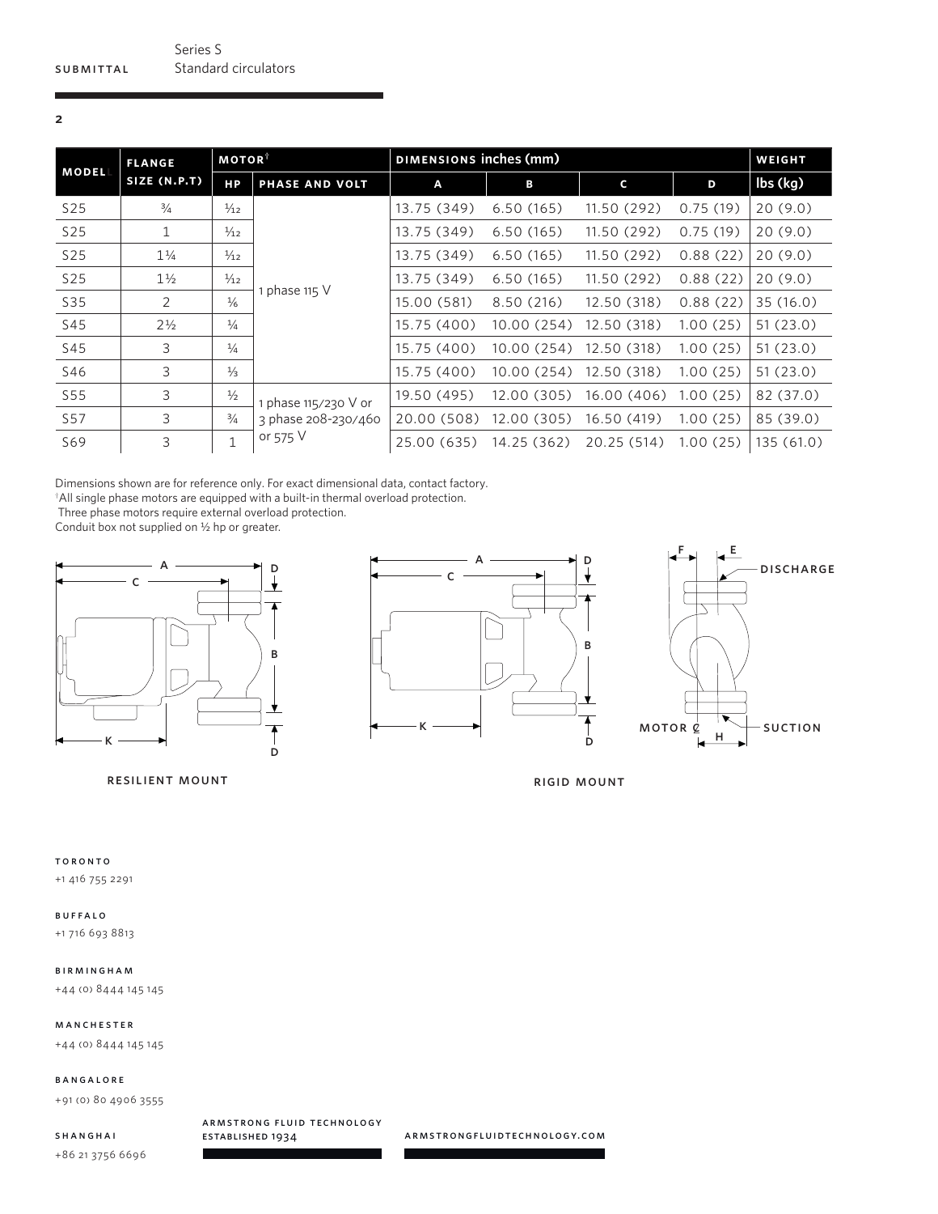| MODEL | FLANGE SIZE (N.P.T) | MOTOR[†] | | DIMENSIONS inches (mm) | | | | WEIGHT |
|---|---|---|---|---|---|---|---|---|
| | | HP | PHASE AND VOLT | A | B | C | D | lbs (kg) |
| S25 | ¾ | 1⁄12 | 1 phase 115 V | 13.75 (349) | 6.50 (165) | 11.50 (292) | 0.75 (19) | 20 (9.0) |
| S25 | 1 | 1⁄12 | | 13.75 (349) | 6.50 (165) | 11.50 (292) | 0.75 (19) | 20 (9.0) |
| S25 | 1¼ | 1⁄12 | | 13.75 (349) | 6.50 (165) | 11.50 (292) | 0.88 (22) | 20 (9.0) |
| S25 | 1½ | 1⁄12 | | 13.75 (349) | 6.50 (165) | 11.50 (292) | 0.88 (22) | 20 (9.0) |
| S35 | 2 | ⅙ | | 15.00 (581) | 8.50 (216) | 12.50 (318) | 0.88 (22) | 35 (16.0) |
| S45 | 2½ | ¼ | | 15.75 (400) | 10.00 (254) | 12.50 (318) | 1.00 (25) | 51 (23.0) |
| S45 | 3 | ¼ | | 15.75 (400) | 10.00 (254) | 12.50 (318) | 1.00 (25) | 51 (23.0) |
| S46 | 3 | ⅓ | | 15.75 (400) | 10.00 (254) | 12.50 (318) | 1.00 (25) | 51 (23.0) |
| S55 | 3 | ½ | 1 phase 115/230 V or 3 phase 208-230/460 or 575 V | 19.50 (495) | 12.00 (305) | 16.00 (406) | 1.00 (25) | 82 (37.0) |
| S57 | 3 | ¾ | | 20.00 (508) | 12.00 (305) | 16.50 (419) | 1.00 (25) | 85 (39.0) |
| S69 | 3 | 1 | | 25.00 (635) | 14.25 (362) | 20.25 (514) | 1.00 (25) | 135 (61.0) |

Dimensions shown are for reference only. For exact dimensional data, contact factory.
[†]All single phase motors are equipped with a built-in thermal overload protection.
Three phase motors require external overload protection.
Conduit box not supplied on ½ hp or greater.

A
C
D
B
D
K

RESILIENT MOUNT

A
C
D
B
K
D
F
E
DISCHARGE
MOTOR ℄
H
SUCTION

RIGID MOUNT

**TORONTO**
+1 416 755 2291

**BUFFALO**
+1 716 693 8813

**BIRMINGHAM**
+44 (0) 8444 145 145

**MANCHESTER**
+44 (0) 8444 145 145

**BANGALORE**
+91 (0) 80 4906 3555

**SHANGHAI**
+86 21 3756 6696

ARMSTRONG FLUID TECHNOLOGY
ESTABLISHED 1934

ARMSTRONGFLUIDTECHNOLOGY.COM